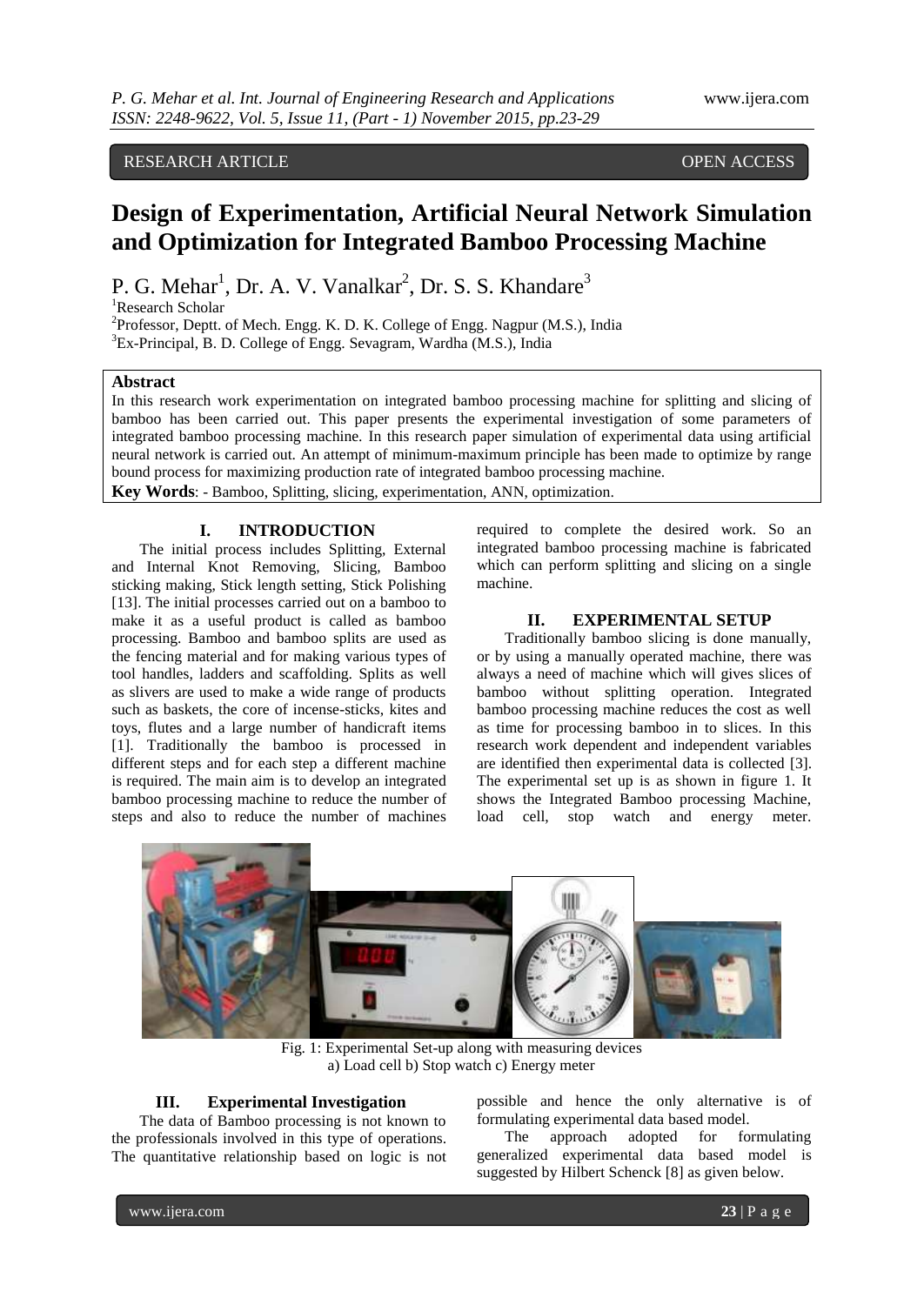RESEARCH ARTICLE OPEN ACCESS

# Design of Experimentation, Artificial Neural Network Simulation and Optimization for Integrated Bamboo Processing Machine

P. G. Mehar[1], Dr. A. V. Vanalkar[2], Dr. S. S. Khandare[3]

[1]Research Scholar
[2]Professor, Deptt. of Mech. Engg. K. D. K. College of Engg. Nagpur (M.S.), India
[3]Ex-Principal, B. D. College of Engg. Sevagram, Wardha (M.S.), India

**Abstract**

In this research work experimentation on integrated bamboo processing machine for splitting and slicing of bamboo has been carried out. This paper presents the experimental investigation of some parameters of integrated bamboo processing machine. In this research paper simulation of experimental data using artificial neural network is carried out. An attempt of minimum-maximum principle has been made to optimize by range bound process for maximizing production rate of integrated bamboo processing machine.

**Key Words**: - Bamboo, Splitting, slicing, experimentation, ANN, optimization.

## I. INTRODUCTION

The initial process includes Splitting, External and Internal Knot Removing, Slicing, Bamboo sticking making, Stick length setting, Stick Polishing [13]. The initial processes carried out on a bamboo to make it as a useful product is called as bamboo processing. Bamboo and bamboo splits are used as the fencing material and for making various types of tool handles, ladders and scaffolding. Splits as well as slivers are used to make a wide range of products such as baskets, the core of incense-sticks, kites and toys, flutes and a large number of handicraft items [1]. Traditionally the bamboo is processed in different steps and for each step a different machine is required. The main aim is to develop an integrated bamboo processing machine to reduce the number of steps and also to reduce the number of machines required to complete the desired work. So an integrated bamboo processing machine is fabricated which can perform splitting and slicing on a single machine.

## II. EXPERIMENTAL SETUP

Traditionally bamboo slicing is done manually, or by using a manually operated machine, there was always a need of machine which will gives slices of bamboo without splitting operation. Integrated bamboo processing machine reduces the cost as well as time for processing bamboo in to slices. In this research work dependent and independent variables are identified then experimental data is collected [3]. The experimental set up is as shown in figure 1. It shows the Integrated Bamboo processing Machine, load cell, stop watch and energy meter.

Fig. 1: Experimental Set-up along with measuring devices
a) Load cell b) Stop watch c) Energy meter

## III. Experimental Investigation

The data of Bamboo processing is not known to the professionals involved in this type of operations. The quantitative relationship based on logic is not possible and hence the only alternative is of formulating experimental data based model.

The approach adopted for formulating generalized experimental data based model is suggested by Hilbert Schenck [8] as given below.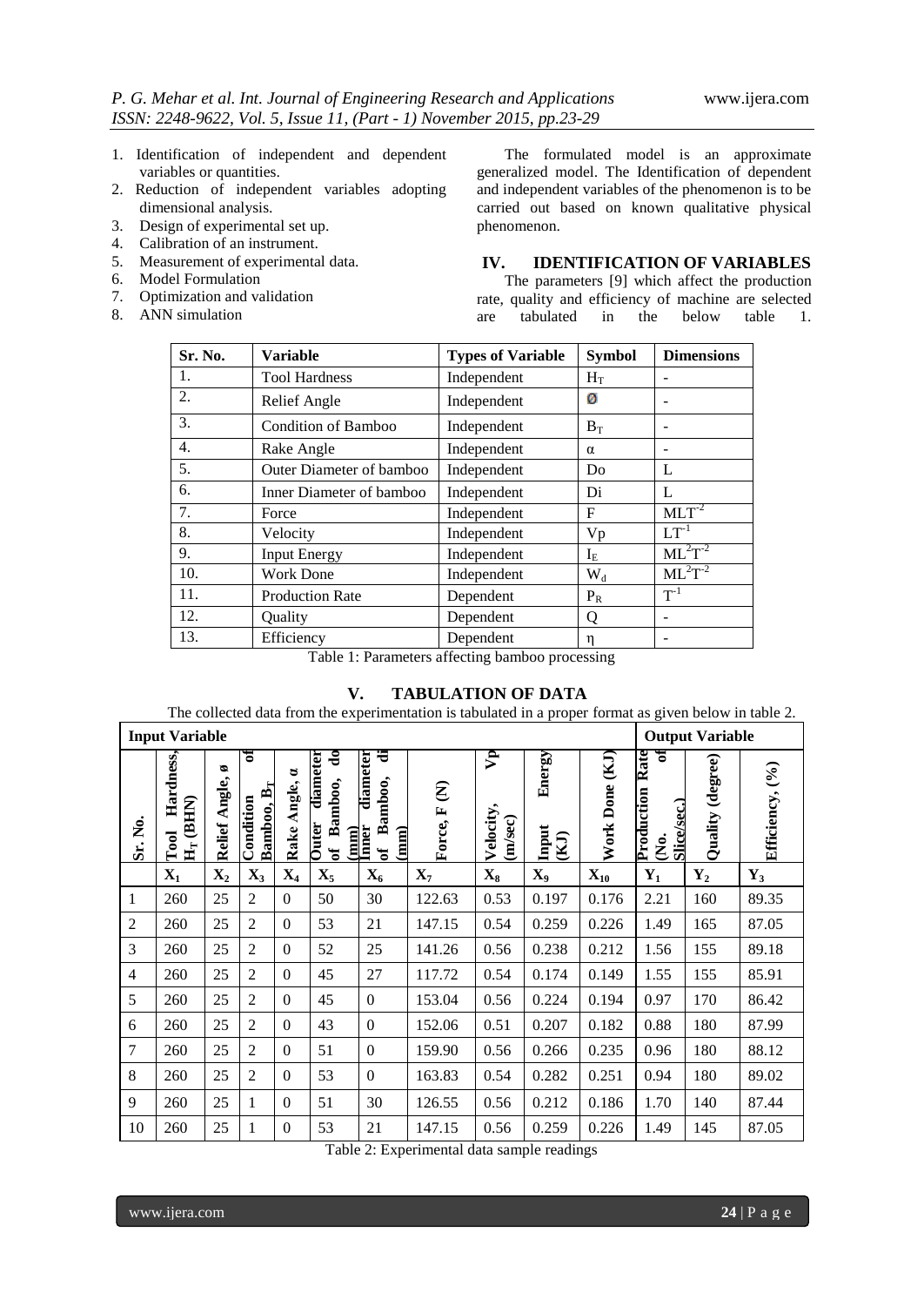1. Identification of independent and dependent variables or quantities.
2. Reduction of independent variables adopting dimensional analysis.
3. Design of experimental set up.
4. Calibration of an instrument.
5. Measurement of experimental data.
6. Model Formulation
7. Optimization and validation
8. ANN simulation

The formulated model is an approximate generalized model. The Identification of dependent and independent variables of the phenomenon is to be carried out based on known qualitative physical phenomenon.

## IV. IDENTIFICATION OF VARIABLES

The parameters [9] which affect the production rate, quality and efficiency of machine are selected are tabulated in the below table 1.

| Sr. No. | Variable | Types of Variable | Symbol | Dimensions |
|---|---|---|---|---|
| 1. | Tool Hardness | Independent | $H_T$ | - |
| 2. | Relief Angle | Independent | ø | - |
| 3. | Condition of Bamboo | Independent | $B_T$ | - |
| 4. | Rake Angle | Independent | α | - |
| 5. | Outer Diameter of bamboo | Independent | Do | L |
| 6. | Inner Diameter of bamboo | Independent | Di | L |
| 7. | Force | Independent | F | $MLT^{-2}$ |
| 8. | Velocity | Independent | Vp | $LT^{-1}$ |
| 9. | Input Energy | Independent | $I_E$ | $ML^2T^{-2}$ |
| 10. | Work Done | Independent | $W_d$ | $ML^2T^{-2}$ |
| 11. | Production Rate | Dependent | $P_R$ | $T^{-1}$ |
| 12. | Quality | Dependent | Q | - |
| 13. | Efficiency | Dependent | η | - |

Table 1: Parameters affecting bamboo processing

## V. TABULATION OF DATA

The collected data from the experimentation is tabulated in a proper format as given below in table 2.

| Input Variable | | | | | | | | | | | Output Variable | | |
|---|---|---|---|---|---|---|---|---|---|---|---|---|---|
| Sr. No. | Tool Hardness, $H_T$ (BHN) | Relief Angle, ø | Condition of Bamboo, $B_T$ | Rake Angle, α | Outer diameter of Bamboo, do (mm) | Inner diameter of Bamboo, di (mm) | Force, F (N) | Velocity, Vp (m/sec) | Input Energy (KJ) | Work Done (KJ) | Production Rate of (No. Slice/sec.) | Quality (degree) | Efficiency, (%) |
| | $X_1$ | $X_2$ | $X_3$ | $X_4$ | $X_5$ | $X_6$ | $X_7$ | $X_8$ | $X_9$ | $X_{10}$ | $Y_1$ | $Y_2$ | $Y_3$ |
| 1 | 260 | 25 | 2 | 0 | 50 | 30 | 122.63 | 0.53 | 0.197 | 0.176 | 2.21 | 160 | 89.35 |
| 2 | 260 | 25 | 2 | 0 | 53 | 21 | 147.15 | 0.54 | 0.259 | 0.226 | 1.49 | 165 | 87.05 |
| 3 | 260 | 25 | 2 | 0 | 52 | 25 | 141.26 | 0.56 | 0.238 | 0.212 | 1.56 | 155 | 89.18 |
| 4 | 260 | 25 | 2 | 0 | 45 | 27 | 117.72 | 0.54 | 0.174 | 0.149 | 1.55 | 155 | 85.91 |
| 5 | 260 | 25 | 2 | 0 | 45 | 0 | 153.04 | 0.56 | 0.224 | 0.194 | 0.97 | 170 | 86.42 |
| 6 | 260 | 25 | 2 | 0 | 43 | 0 | 152.06 | 0.51 | 0.207 | 0.182 | 0.88 | 180 | 87.99 |
| 7 | 260 | 25 | 2 | 0 | 51 | 0 | 159.90 | 0.56 | 0.266 | 0.235 | 0.96 | 180 | 88.12 |
| 8 | 260 | 25 | 2 | 0 | 53 | 0 | 163.83 | 0.54 | 0.282 | 0.251 | 0.94 | 180 | 89.02 |
| 9 | 260 | 25 | 1 | 0 | 51 | 30 | 126.55 | 0.56 | 0.212 | 0.186 | 1.70 | 140 | 87.44 |
| 10 | 260 | 25 | 1 | 0 | 53 | 21 | 147.15 | 0.56 | 0.259 | 0.226 | 1.49 | 145 | 87.05 |

Table 2: Experimental data sample readings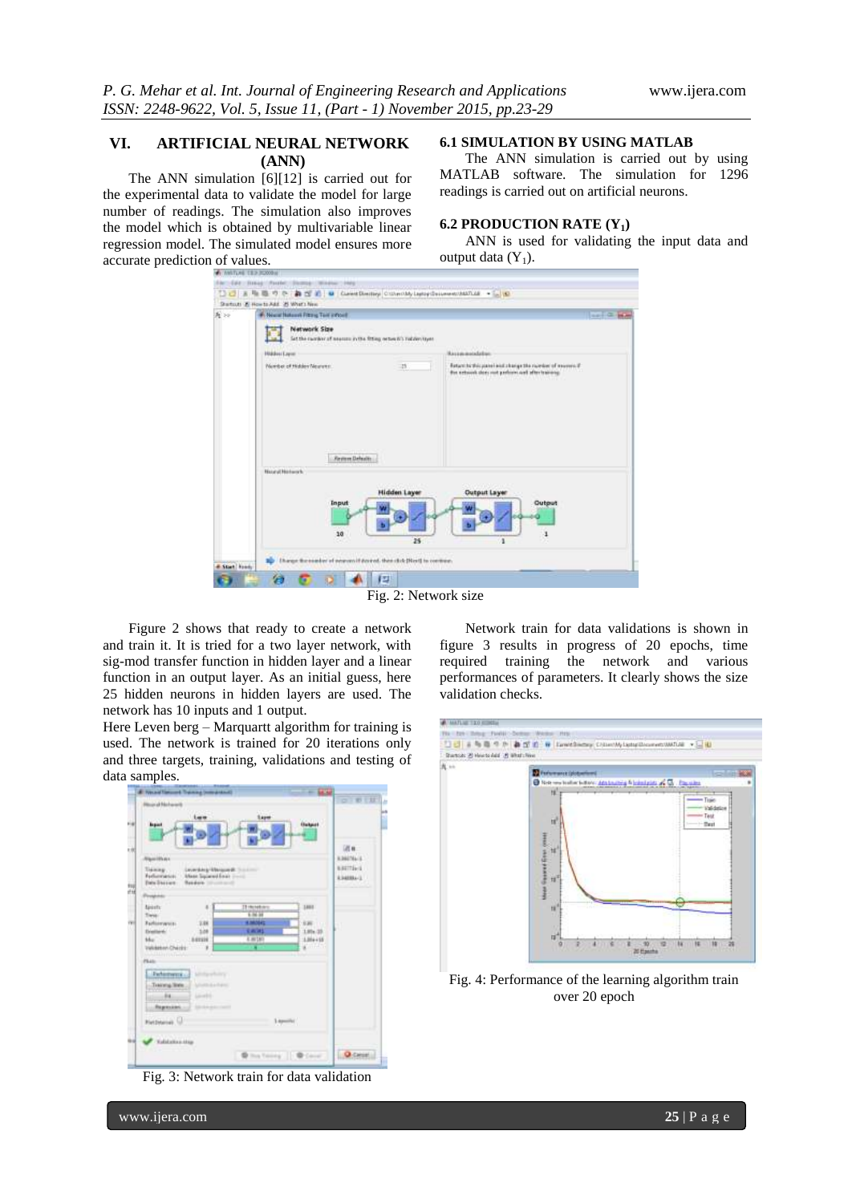## VI. ARTIFICIAL NEURAL NETWORK (ANN)

The ANN simulation [6][12] is carried out for the experimental data to validate the model for large number of readings. The simulation also improves the model which is obtained by multivariable linear regression model. The simulated model ensures more accurate prediction of values.

### 6.1 SIMULATION BY USING MATLAB

The ANN simulation is carried out by using MATLAB software. The simulation for 1296 readings is carried out on artificial neurons.

### 6.2 PRODUCTION RATE ($Y_1$)

ANN is used for validating the input data and output data ($Y_1$).

Fig. 2: Network size

Figure 2 shows that ready to create a network and train it. It is tried for a two layer network, with sig-mod transfer function in hidden layer and a linear function in an output layer. As an initial guess, here 25 hidden neurons in hidden layers are used. The network has 10 inputs and 1 output.

Here Leven berg – Marquartt algorithm for training is used. The network is trained for 20 iterations only and three targets, training, validations and testing of data samples.

Fig. 3: Network train for data validation

Network train for data validations is shown in figure 3 results in progress of 20 epochs, time required training the network and various performances of parameters. It clearly shows the size validation checks.

Fig. 4: Performance of the learning algorithm train over 20 epoch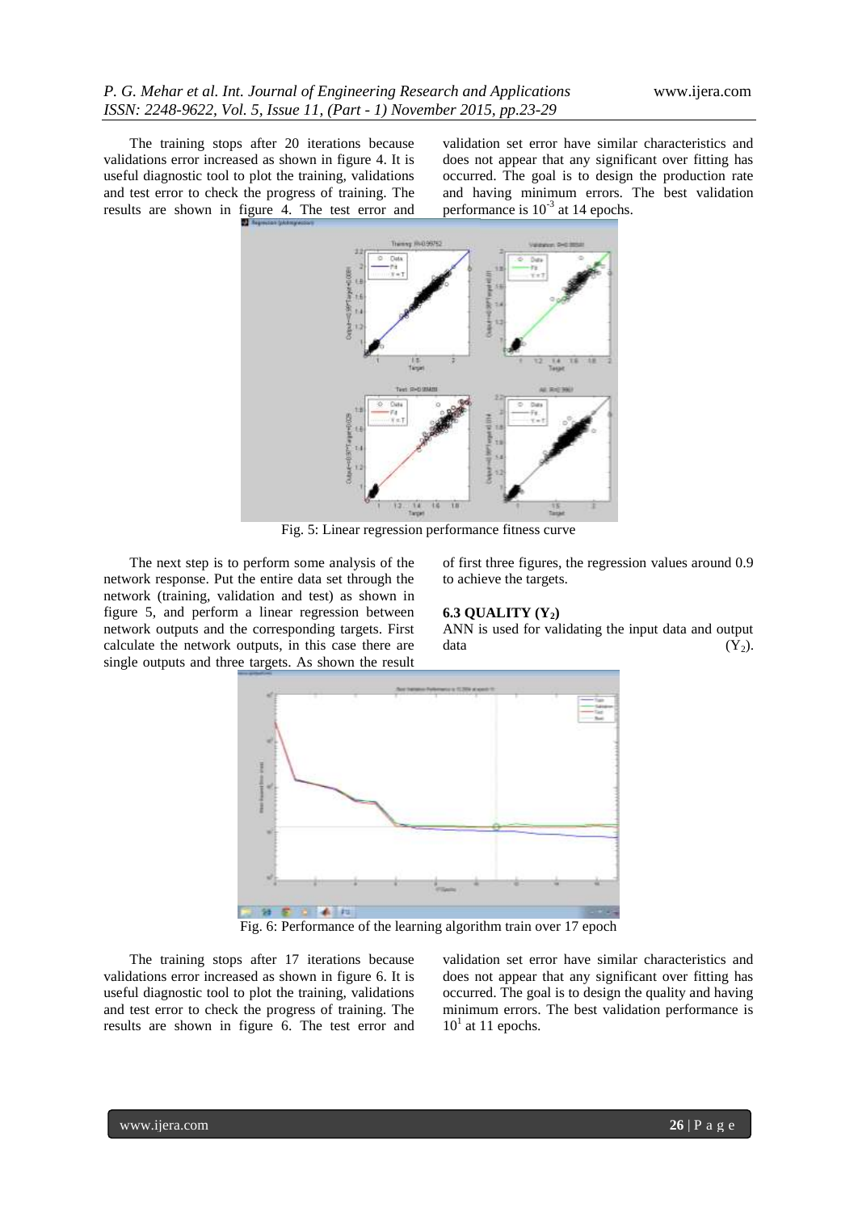The training stops after 20 iterations because validations error increased as shown in figure 4. It is useful diagnostic tool to plot the training, validations and test error to check the progress of training. The results are shown in figure 4. The test error and validation set error have similar characteristics and does not appear that any significant over fitting has occurred. The goal is to design the production rate and having minimum errors. The best validation performance is $10^{-3}$ at 14 epochs.

Fig. 5: Linear regression performance fitness curve

The next step is to perform some analysis of the network response. Put the entire data set through the network (training, validation and test) as shown in figure 5, and perform a linear regression between network outputs and the corresponding targets. First calculate the network outputs, in this case there are single outputs and three targets. As shown the result of first three figures, the regression values around 0.9 to achieve the targets.

### 6.3 QUALITY ($Y_2$)

ANN is used for validating the input data and output data ($Y_2$).

Fig. 6: Performance of the learning algorithm train over 17 epoch

The training stops after 17 iterations because validations error increased as shown in figure 6. It is useful diagnostic tool to plot the training, validations and test error to check the progress of training. The results are shown in figure 6. The test error and validation set error have similar characteristics and does not appear that any significant over fitting has occurred. The goal is to design the quality and having minimum errors. The best validation performance is $10^{1}$ at 11 epochs.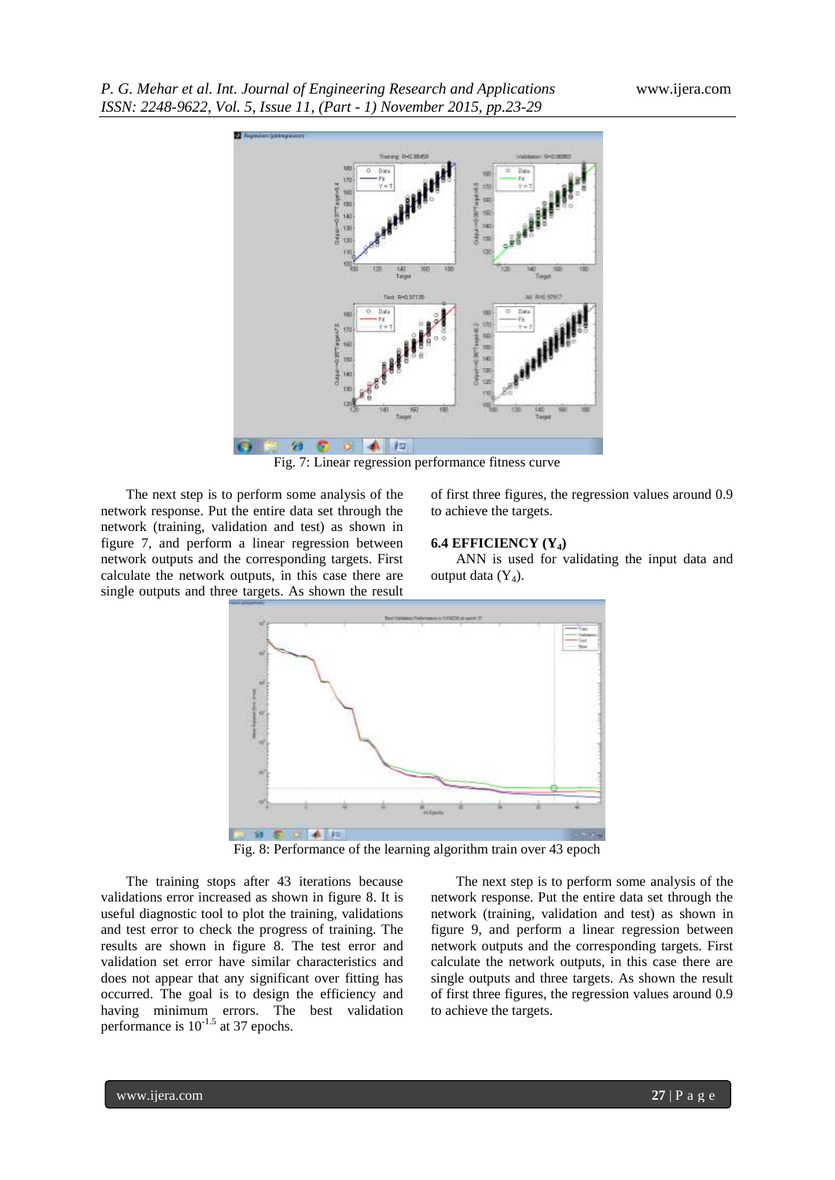Fig. 7: Linear regression performance fitness curve

The next step is to perform some analysis of the network response. Put the entire data set through the network (training, validation and test) as shown in figure 7, and perform a linear regression between network outputs and the corresponding targets. First calculate the network outputs, in this case there are single outputs and three targets. As shown the result of first three figures, the regression values around 0.9 to achieve the targets.

### 6.4 EFFICIENCY ($Y_4$)

ANN is used for validating the input data and output data ($Y_4$).

Fig. 8: Performance of the learning algorithm train over 43 epoch

The training stops after 43 iterations because validations error increased as shown in figure 8. It is useful diagnostic tool to plot the training, validations and test error to check the progress of training. The results are shown in figure 8. The test error and validation set error have similar characteristics and does not appear that any significant over fitting has occurred. The goal is to design the efficiency and having minimum errors. The best validation performance is $10^{-1.5}$ at 37 epochs.

The next step is to perform some analysis of the network response. Put the entire data set through the network (training, validation and test) as shown in figure 9, and perform a linear regression between network outputs and the corresponding targets. First calculate the network outputs, in this case there are single outputs and three targets. As shown the result of first three figures, the regression values around 0.9 to achieve the targets.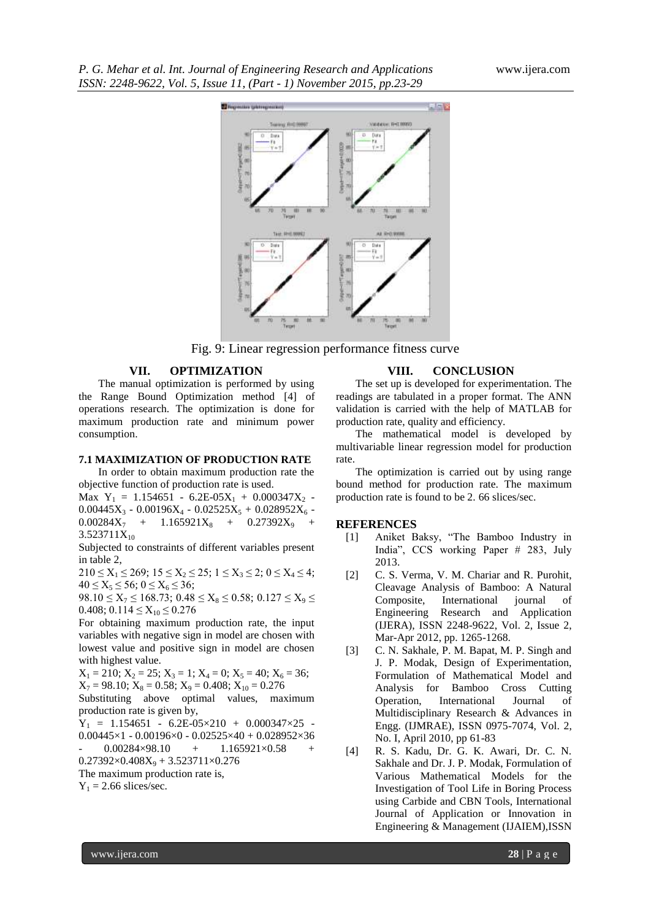Fig. 9: Linear regression performance fitness curve

## VII. OPTIMIZATION

The manual optimization is performed by using the Range Bound Optimization method [4] of operations research. The optimization is done for maximum production rate and minimum power consumption.

### 7.1 MAXIMIZATION OF PRODUCTION RATE

In order to obtain maximum production rate the objective function of production rate is used.

Max $Y_1 = 1.154651 - 6.2E\text{-}05X_1 + 0.000347X_2 - 0.00445X_3 - 0.00196X_4 - 0.02525X_5 + 0.028952X_6 - 0.00284X_7 + 1.165921X_8 + 0.27392X_9 + 3.523711X_{10}$

Subjected to constraints of different variables present in table 2,

$210 \leq X_1 \leq 269$; $15 \leq X_2 \leq 25$; $1 \leq X_3 \leq 2$; $0 \leq X_4 \leq 4$; $40 \leq X_5 \leq 56$; $0 \leq X_6 \leq 36$;

$98.10 \leq X_7 \leq 168.73$; $0.48 \leq X_8 \leq 0.58$; $0.127 \leq X_9 \leq 0.408$; $0.114 \leq X_{10} \leq 0.276$

For obtaining maximum production rate, the input variables with negative sign in model are chosen with lowest value and positive sign in model are chosen with highest value.

$X_1 = 210$; $X_2 = 25$; $X_3 = 1$; $X_4 = 0$; $X_5 = 40$; $X_6 = 36$; $X_7 = 98.10$; $X_8 = 0.58$; $X_9 = 0.408$; $X_{10} = 0.276$

Substituting above optimal values, maximum production rate is given by,

$Y_1 = 1.154651 - 6.2E\text{-}05\times210 + 0.000347\times25 - 0.00445\times1 - 0.00196\times0 - 0.02525\times40 + 0.028952\times36 - 0.00284\times98.10 + 1.165921\times0.58 + 0.27392\times0.408X_9 + 3.523711\times0.276$

The maximum production rate is,

$Y_1 = 2.66$ slices/sec.

## VIII. CONCLUSION

The set up is developed for experimentation. The readings are tabulated in a proper format. The ANN validation is carried with the help of MATLAB for production rate, quality and efficiency.

The mathematical model is developed by multivariable linear regression model for production rate.

The optimization is carried out by using range bound method for production rate. The maximum production rate is found to be 2. 66 slices/sec.

## REFERENCES

[1] Aniket Baksy, "The Bamboo Industry in India", CCS working Paper # 283, July 2013.

[2] C. S. Verma, V. M. Chariar and R. Purohit, Cleavage Analysis of Bamboo: A Natural Composite, International journal of Engineering Research and Application (IJERA), ISSN 2248-9622, Vol. 2, Issue 2, Mar-Apr 2012, pp. 1265-1268.

[3] C. N. Sakhale, P. M. Bapat, M. P. Singh and J. P. Modak, Design of Experimentation, Formulation of Mathematical Model and Analysis for Bamboo Cross Cutting Operation, International Journal of Multidisciplinary Research & Advances in Engg. (IJMRAE), ISSN 0975-7074, Vol. 2, No. I, April 2010, pp 61-83

[4] R. S. Kadu, Dr. G. K. Awari, Dr. C. N. Sakhale and Dr. J. P. Modak, Formulation of Various Mathematical Models for the Investigation of Tool Life in Boring Process using Carbide and CBN Tools, International Journal of Application or Innovation in Engineering & Management (IJAIEM),ISSN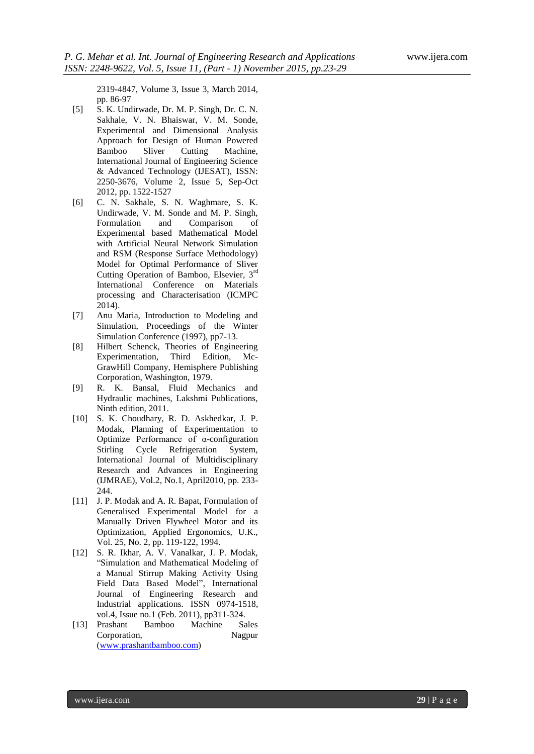2319-4847, Volume 3, Issue 3, March 2014, pp. 86-97

[5] S. K. Undirwade, Dr. M. P. Singh, Dr. C. N. Sakhale, V. N. Bhaiswar, V. M. Sonde, Experimental and Dimensional Analysis Approach for Design of Human Powered Bamboo Sliver Cutting Machine, International Journal of Engineering Science & Advanced Technology (IJESAT), ISSN: 2250-3676, Volume 2, Issue 5, Sep-Oct 2012, pp. 1522-1527

[6] C. N. Sakhale, S. N. Waghmare, S. K. Undirwade, V. M. Sonde and M. P. Singh, Formulation and Comparison of Experimental based Mathematical Model with Artificial Neural Network Simulation and RSM (Response Surface Methodology) Model for Optimal Performance of Sliver Cutting Operation of Bamboo, Elsevier, 3rd International Conference on Materials processing and Characterisation (ICMPC 2014).

[7] Anu Maria, Introduction to Modeling and Simulation, Proceedings of the Winter Simulation Conference (1997), pp7-13.

[8] Hilbert Schenck, Theories of Engineering Experimentation, Third Edition, Mc-GrawHill Company, Hemisphere Publishing Corporation, Washington, 1979.

[9] R. K. Bansal, Fluid Mechanics and Hydraulic machines, Lakshmi Publications, Ninth edition, 2011.

[10] S. K. Choudhary, R. D. Askhedkar, J. P. Modak, Planning of Experimentation to Optimize Performance of α-configuration Stirling Cycle Refrigeration System, International Journal of Multidisciplinary Research and Advances in Engineering (IJMRAE), Vol.2, No.1, April2010, pp. 233-244.

[11] J. P. Modak and A. R. Bapat, Formulation of Generalised Experimental Model for a Manually Driven Flywheel Motor and its Optimization, Applied Ergonomics, U.K., Vol. 25, No. 2, pp. 119-122, 1994.

[12] S. R. Ikhar, A. V. Vanalkar, J. P. Modak, "Simulation and Mathematical Modeling of a Manual Stirrup Making Activity Using Field Data Based Model", International Journal of Engineering Research and Industrial applications. ISSN 0974-1518, vol.4, Issue no.1 (Feb. 2011), pp311-324.

[13] Prashant Bamboo Machine Sales Corporation, Nagpur (www.prashantbamboo.com)